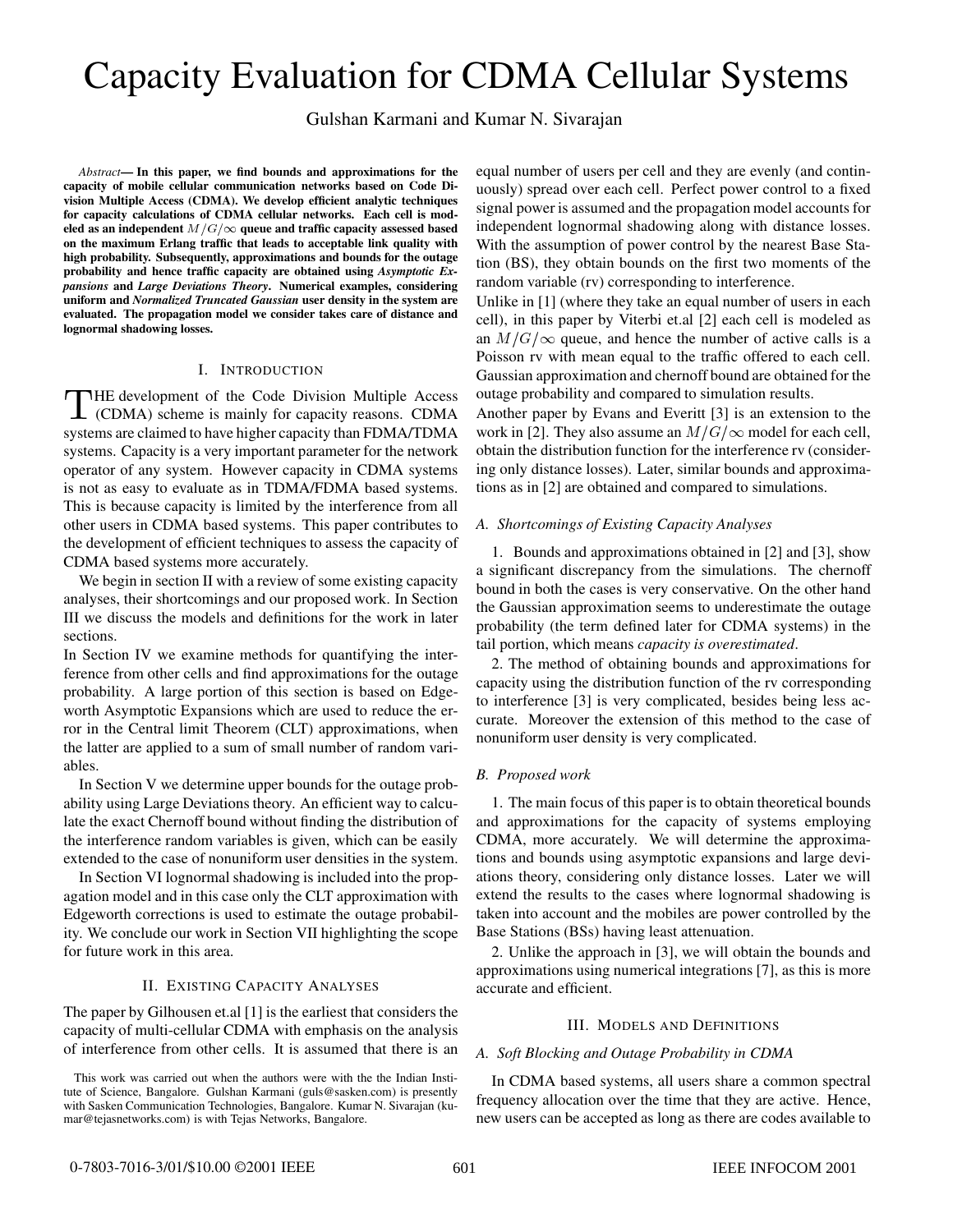# Capacity Evaluation for CDMA Cellular Systems

Gulshan Karmani and Kumar N. Sivarajan

***Abstract*— In this paper, we find bounds and approximations for the capacity of mobile cellular communication networks based on Code Division Multiple Access (CDMA). We develop efficient analytic techniques for capacity calculations of CDMA cellular networks. Each cell is modeled as an independent $M/G/\infty$ queue and traffic capacity assessed based on the maximum Erlang traffic that leads to acceptable link quality with high probability. Subsequently, approximations and bounds for the outage probability and hence traffic capacity are obtained using *Asymptotic Expansions* and *Large Deviations Theory*. Numerical examples, considering uniform and *Normalized Truncated Gaussian* user density in the system are evaluated. The propagation model we consider takes care of distance and lognormal shadowing losses.**

## I. Introduction

The development of the Code Division Multiple Access (CDMA) scheme is mainly for capacity reasons. CDMA systems are claimed to have higher capacity than FDMA/TDMA systems. Capacity is a very important parameter for the network operator of any system. However capacity in CDMA systems is not as easy to evaluate as in TDMA/FDMA based systems. This is because capacity is limited by the interference from all other users in CDMA based systems. This paper contributes to the development of efficient techniques to assess the capacity of CDMA based systems more accurately.

We begin in section II with a review of some existing capacity analyses, their shortcomings and our proposed work. In Section III we discuss the models and definitions for the work in later sections.

In Section IV we examine methods for quantifying the interference from other cells and find approximations for the outage probability. A large portion of this section is based on Edgeworth Asymptotic Expansions which are used to reduce the error in the Central limit Theorem (CLT) approximations, when the latter are applied to a sum of small number of random variables.

In Section V we determine upper bounds for the outage probability using Large Deviations theory. An efficient way to calculate the exact Chernoff bound without finding the distribution of the interference random variables is given, which can be easily extended to the case of nonuniform user densities in the system.

In Section VI lognormal shadowing is included into the propagation model and in this case only the CLT approximation with Edgeworth corrections is used to estimate the outage probability. We conclude our work in Section VII highlighting the scope for future work in this area.

## II. Existing Capacity Analyses

The paper by Gilhousen et.al [1] is the earliest that considers the capacity of multi-cellular CDMA with emphasis on the analysis of interference from other cells. It is assumed that there is an equal number of users per cell and they are evenly (and continuously) spread over each cell. Perfect power control to a fixed signal power is assumed and the propagation model accounts for independent lognormal shadowing along with distance losses. With the assumption of power control by the nearest Base Station (BS), they obtain bounds on the first two moments of the random variable (rv) corresponding to interference.

Unlike in [1] (where they take an equal number of users in each cell), in this paper by Viterbi et.al [2] each cell is modeled as an $M/G/\infty$ queue, and hence the number of active calls is a Poisson rv with mean equal to the traffic offered to each cell. Gaussian approximation and chernoff bound are obtained for the outage probability and compared to simulation results.

Another paper by Evans and Everitt [3] is an extension to the work in [2]. They also assume an $M/G/\infty$ model for each cell, obtain the distribution function for the interference rv (considering only distance losses). Later, similar bounds and approximations as in [2] are obtained and compared to simulations.

### A. Shortcomings of Existing Capacity Analyses

1. Bounds and approximations obtained in [2] and [3], show a significant discrepancy from the simulations. The chernoff bound in both the cases is very conservative. On the other hand the Gaussian approximation seems to underestimate the outage probability (the term defined later for CDMA systems) in the tail portion, which means *capacity is overestimated*.

2. The method of obtaining bounds and approximations for capacity using the distribution function of the rv corresponding to interference [3] is very complicated, besides being less accurate. Moreover the extension of this method to the case of nonuniform user density is very complicated.

### B. Proposed work

1. The main focus of this paper is to obtain theoretical bounds and approximations for the capacity of systems employing CDMA, more accurately. We will determine the approximations and bounds using asymptotic expansions and large deviations theory, considering only distance losses. Later we will extend the results to the cases where lognormal shadowing is taken into account and the mobiles are power controlled by the Base Stations (BSs) having least attenuation.

2. Unlike the approach in [3], we will obtain the bounds and approximations using numerical integrations [7], as this is more accurate and efficient.

## III. Models and Definitions

### A. Soft Blocking and Outage Probability in CDMA

In CDMA based systems, all users share a common spectral frequency allocation over the time that they are active. Hence, new users can be accepted as long as there are codes available to

This work was carried out when the authors were with the the Indian Institute of Science, Bangalore. Gulshan Karmani (guls@sasken.com) is presently with Sasken Communication Technologies, Bangalore. Kumar N. Sivarajan (kumar@tejasnetworks.com) is with Tejas Networks, Bangalore.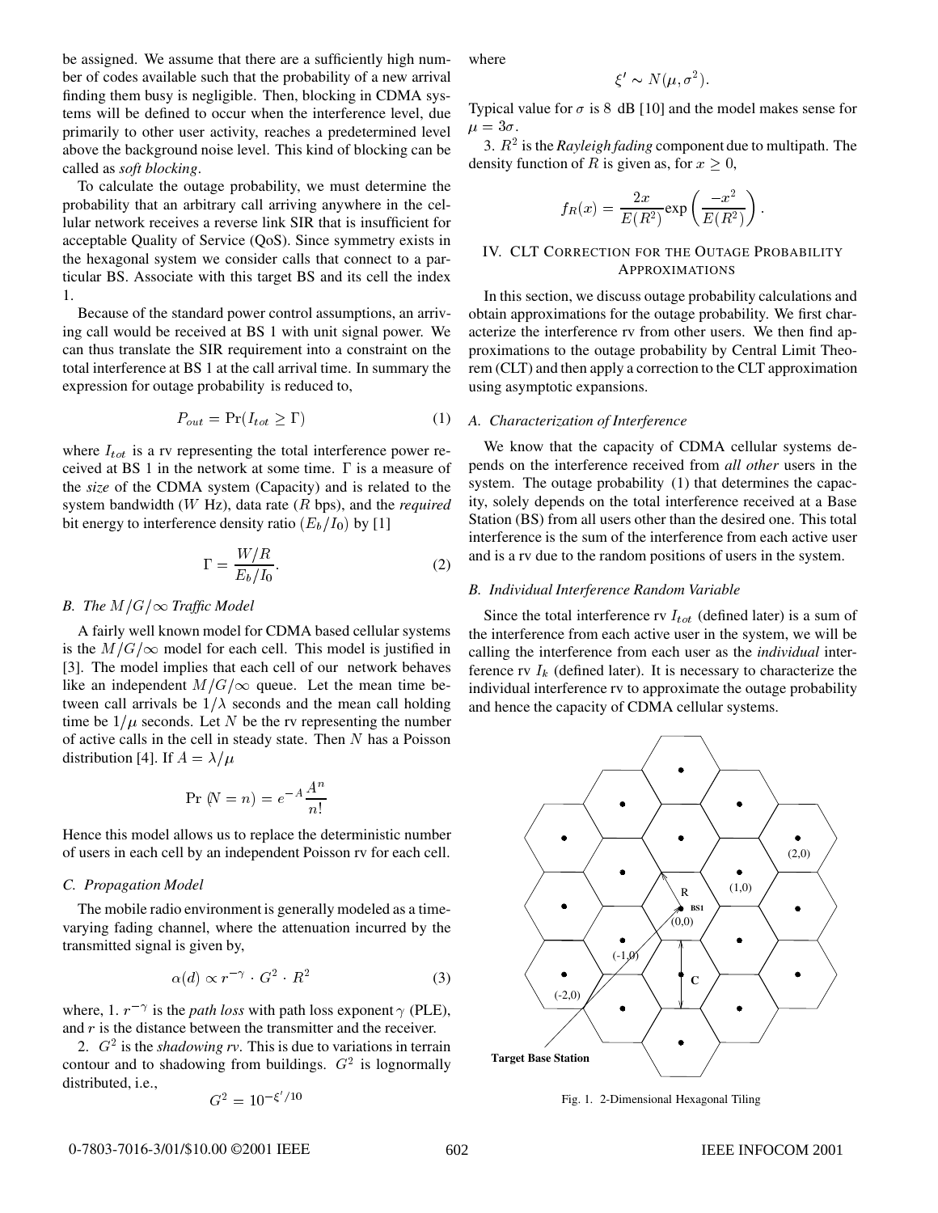be assigned. We assume that there are a sufficiently high number of codes available such that the probability of a new arrival finding them busy is negligible. Then, blocking in CDMA systems will be defined to occur when the interference level, due primarily to other user activity, reaches a predetermined level above the background noise level. This kind of blocking can be called as *soft blocking*.

To calculate the outage probability, we must determine the probability that an arbitrary call arriving anywhere in the cellular network receives a reverse link SIR that is insufficient for acceptable Quality of Service (QoS). Since symmetry exists in the hexagonal system we consider calls that connect to a particular BS. Associate with this target BS and its cell the index 1.

Because of the standard power control assumptions, an arriving call would be received at BS 1 with unit signal power. We can thus translate the SIR requirement into a constraint on the total interference at BS 1 at the call arrival time. In summary the expression for outage probability is reduced to,

$$P_{out} = \Pr(I_{tot} \geq \Gamma) \tag{1}$$

where $I_{tot}$ is a rv representing the total interference power received at BS 1 in the network at some time. $\Gamma$ is a measure of the *size* of the CDMA system (Capacity) and is related to the system bandwidth ($W$ Hz), data rate ($R$ bps), and the *required* bit energy to interference density ratio ($E_b/I_0$) by [1]

$$\Gamma = \frac{W/R}{E_b/I_0}. \tag{2}$$

### B. The $M/G/\infty$ Traffic Model

A fairly well known model for CDMA based cellular systems is the $M/G/\infty$ model for each cell. This model is justified in [3]. The model implies that each cell of our network behaves like an independent $M/G/\infty$ queue. Let the mean time between call arrivals be $1/\lambda$ seconds and the mean call holding time be $1/\mu$ seconds. Let $N$ be the rv representing the number of active calls in the cell in steady state. Then $N$ has a Poisson distribution [4]. If $A = \lambda/\mu$

$$\Pr\,(N = n) = e^{-A}\frac{A^n}{n!}$$

Hence this model allows us to replace the deterministic number of users in each cell by an independent Poisson rv for each cell.

### C. Propagation Model

The mobile radio environment is generally modeled as a time-varying fading channel, where the attenuation incurred by the transmitted signal is given by,

$$\alpha(d) \propto r^{-\gamma} \cdot G^2 \cdot R^2 \tag{3}$$

where, 1. $r^{-\gamma}$ is the *path loss* with path loss exponent $\gamma$ (PLE), and $r$ is the distance between the transmitter and the receiver.

2. $G^2$ is the *shadowing rv*. This is due to variations in terrain contour and to shadowing from buildings. $G^2$ is lognormally distributed, i.e.,

$$G^2 = 10^{-\xi'/10}$$

where

$$\xi' \sim N(\mu, \sigma^2).$$

Typical value for $\sigma$ is 8 dB [10] and the model makes sense for $\mu = 3\sigma$.

3. $R^2$ is the *Rayleigh fading* component due to multipath. The density function of $R$ is given as, for $x \geq 0$,

$$f_R(x) = \frac{2x}{E(R^2)}\exp\left(\frac{-x^2}{E(R^2)}\right).$$

## IV. CLT Correction for the Outage Probability Approximations

In this section, we discuss outage probability calculations and obtain approximations for the outage probability. We first characterize the interference rv from other users. We then find approximations to the outage probability by Central Limit Theorem (CLT) and then apply a correction to the CLT approximation using asymptotic expansions.

### A. Characterization of Interference

We know that the capacity of CDMA cellular systems depends on the interference received from *all other* users in the system. The outage probability (1) that determines the capacity, solely depends on the total interference received at a Base Station (BS) from all users other than the desired one. This total interference is the sum of the interference from each active user and is a rv due to the random positions of users in the system.

### B. Individual Interference Random Variable

Since the total interference rv $I_{tot}$ (defined later) is a sum of the interference from each active user in the system, we will be calling the interference from each user as the *individual* interference rv $I_k$ (defined later). It is necessary to characterize the individual interference rv to approximate the outage probability and hence the capacity of CDMA cellular systems.

Fig. 1. 2-Dimensional Hexagonal Tiling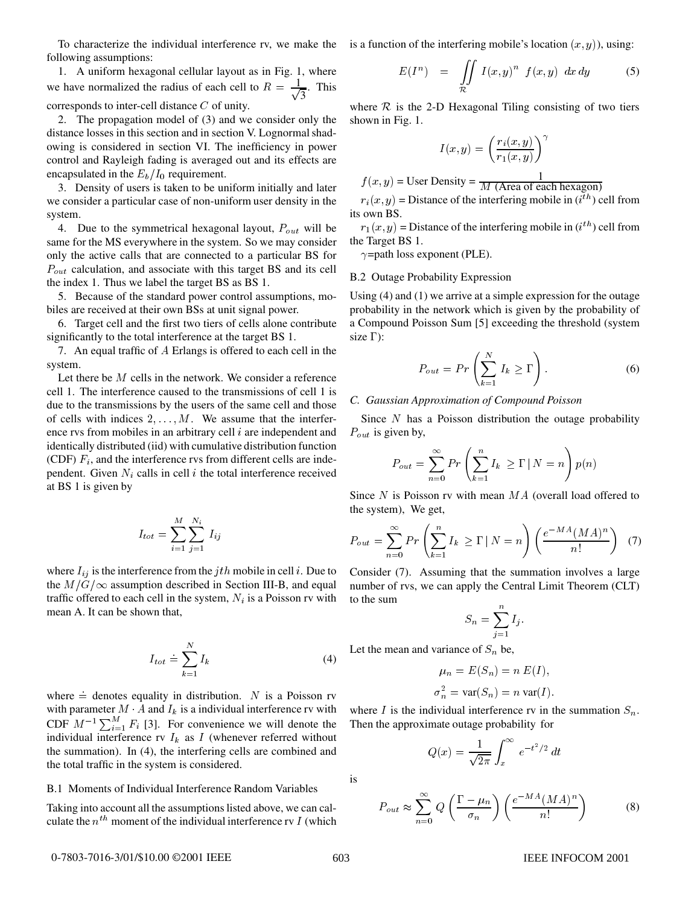To characterize the individual interference rv, we make the following assumptions:

1. A uniform hexagonal cellular layout as in Fig. 1, where we have normalized the radius of each cell to $R = \frac{1}{\sqrt{3}}$. This corresponds to inter-cell distance $C$ of unity.

2. The propagation model of (3) and we consider only the distance losses in this section and in section V. Lognormal shadowing is considered in section VI. The inefficiency in power control and Rayleigh fading is averaged out and its effects are encapsulated in the $E_b/I_0$ requirement.

3. Density of users is taken to be uniform initially and later we consider a particular case of non-uniform user density in the system.

4. Due to the symmetrical hexagonal layout, $P_{out}$ will be same for the MS everywhere in the system. So we may consider only the active calls that are connected to a particular BS for $P_{out}$ calculation, and associate with this target BS and its cell the index 1. Thus we label the target BS as BS 1.

5. Because of the standard power control assumptions, mobiles are received at their own BSs at unit signal power.

6. Target cell and the first two tiers of cells alone contribute significantly to the total interference at the target BS 1.

7. An equal traffic of $A$ Erlangs is offered to each cell in the system.

Let there be $M$ cells in the network. We consider a reference cell 1. The interference caused to the transmissions of cell 1 is due to the transmissions by the users of the same cell and those of cells with indices $2, \ldots, M$. We assume that the interference rvs from mobiles in an arbitrary cell $i$ are independent and identically distributed (iid) with cumulative distribution function (CDF) $F_i$, and the interference rvs from different cells are independent. Given $N_i$ calls in cell $i$ the total interference received at BS 1 is given by

$$I_{tot} = \sum_{i=1}^{M} \sum_{j=1}^{N_i} I_{ij}$$

where $I_{ij}$ is the interference from the $jth$ mobile in cell $i$. Due to the $M/G/\infty$ assumption described in Section III-B, and equal traffic offered to each cell in the system, $N_i$ is a Poisson rv with mean A. It can be shown that,

$$I_{tot} \doteq \sum_{k=1}^{N} I_k \qquad (4)$$

where $\doteq$ denotes equality in distribution. $N$ is a Poisson rv with parameter $M \cdot A$ and $I_k$ is a individual interference rv with CDF $M^{-1} \sum_{i=1}^{M} F_i$ [3]. For convenience we will denote the individual interference rv $I_k$ as $I$ (whenever referred without the summation). In (4), the interfering cells are combined and the total traffic in the system is considered.

B.1 Moments of Individual Interference Random Variables

Taking into account all the assumptions listed above, we can calculate the $n^{th}$ moment of the individual interference rv $I$ (which is a function of the interfering mobile's location $(x, y)$), using:

$$E(I^n) \;=\; \iint_{\mathcal{R}} I(x,y)^n \; f(x,y) \; dx\, dy \qquad (5)$$

where $\mathcal{R}$ is the 2-D Hexagonal Tiling consisting of two tiers shown in Fig. 1.

$$I(x,y) = \left( \frac{r_i(x,y)}{r_1(x,y)} \right)^{\gamma}$$

$f(x,y)$ = User Density = $\frac{1}{M \text{ (Area of each hexagon)}}$

$r_i(x,y)$ = Distance of the interfering mobile in $(i^{th})$ cell from its own BS.

$r_1(x,y)$ = Distance of the interfering mobile in $(i^{th})$ cell from the Target BS 1.

$\gamma$=path loss exponent (PLE).

B.2 Outage Probability Expression

Using (4) and (1) we arrive at a simple expression for the outage probability in the network which is given by the probability of a Compound Poisson Sum [5] exceeding the threshold (system size $\Gamma$):

$$P_{out} = Pr\left( \sum_{k=1}^{N} I_k \geq \Gamma \right). \qquad (6)$$

### *C. Gaussian Approximation of Compound Poisson*

Since $N$ has a Poisson distribution the outage probability $P_{out}$ is given by,

$$P_{out} = \sum_{n=0}^{\infty} Pr\left( \sum_{k=1}^{n} I_k \geq \Gamma \,|\, N = n \right) p(n)$$

Since $N$ is Poisson rv with mean $MA$ (overall load offered to the system), We get,

$$P_{out} = \sum_{n=0}^{\infty} Pr\left( \sum_{k=1}^{n} I_k \geq \Gamma \,|\, N = n \right) \left( \frac{e^{-MA}(MA)^n}{n!} \right) \qquad (7)$$

Consider (7). Assuming that the summation involves a large number of rvs, we can apply the Central Limit Theorem (CLT) to the sum

$$S_n = \sum_{j=1}^{n} I_j.$$

Let the mean and variance of $S_n$ be,

$$\mu_n = E(S_n) = n\, E(I),$$

$$\sigma_n^2 = \text{var}(S_n) = n\, \text{var}(I).$$

where $I$ is the individual interference rv in the summation $S_n$. Then the approximate outage probability for

$$Q(x) = \frac{1}{\sqrt{2\pi}} \int_{x}^{\infty} e^{-t^2/2}\, dt$$

is

$$P_{out} \approx \sum_{n=0}^{\infty} Q\left( \frac{\Gamma - \mu_n}{\sigma_n} \right) \left( \frac{e^{-MA}(MA)^n}{n!} \right) \qquad (8)$$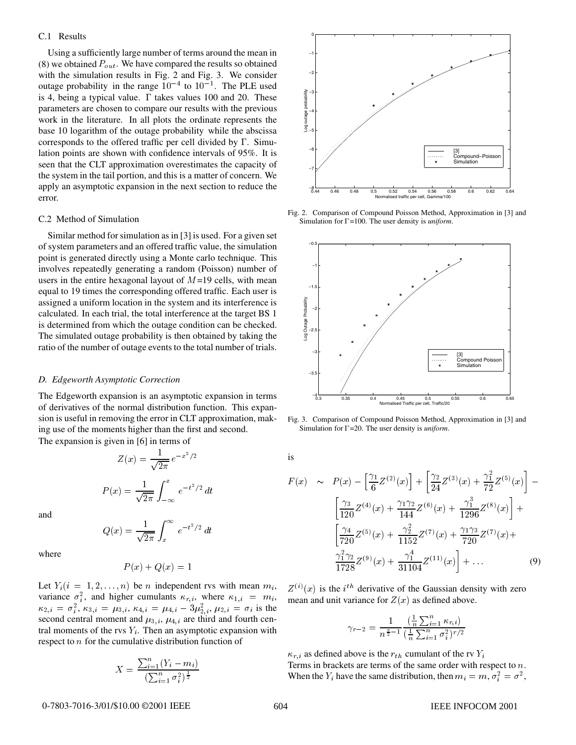### C.1 Results

Using a sufficiently large number of terms around the mean in (8) we obtained $P_{out}$. We have compared the results so obtained with the simulation results in Fig. 2 and Fig. 3. We consider outage probability in the range $10^{-4}$ to $10^{-1}$. The PLE used is 4, being a typical value. $\Gamma$ takes values 100 and 20. These parameters are chosen to compare our results with the previous work in the literature. In all plots the ordinate represents the base 10 logarithm of the outage probability while the abscissa corresponds to the offered traffic per cell divided by $\Gamma$. Simulation points are shown with confidence intervals of 95%. It is seen that the CLT approximation overestimates the capacity of the system in the tail portion, and this is a matter of concern. We apply an asymptotic expansion in the next section to reduce the error.

### C.2 Method of Simulation

Similar method for simulation as in [3] is used. For a given set of system parameters and an offered traffic value, the simulation point is generated directly using a Monte carlo technique. This involves repeatedly generating a random (Poisson) number of users in the entire hexagonal layout of $M$=19 cells, with mean equal to 19 times the corresponding offered traffic. Each user is assigned a uniform location in the system and its interference is calculated. In each trial, the total interference at the target BS 1 is determined from which the outage condition can be checked. The simulated outage probability is then obtained by taking the ratio of the number of outage events to the total number of trials.

Fig. 2. Comparison of Compound Poisson Method, Approximation in [3] and Simulation for $\Gamma$=100. The user density is *uniform*.

Fig. 3. Comparison of Compound Poisson Method, Approximation in [3] and Simulation for $\Gamma$=20. The user density is *uniform*.

## D. Edgeworth Asymptotic Correction

The Edgeworth expansion is an asymptotic expansion in terms of derivatives of the normal distribution function. This expansion is useful in removing the error in CLT approximation, making use of the moments higher than the first and second.

The expansion is given in [6] in terms of

$$Z(x) = \frac{1}{\sqrt{2\pi}}\, e^{-x^2/2}$$

$$P(x) = \frac{1}{\sqrt{2\pi}} \int_{-\infty}^{x} e^{-t^2/2}\, dt$$

and

$$Q(x) = \frac{1}{\sqrt{2\pi}} \int_{x}^{\infty} e^{-t^2/2}\, dt$$

where

$$P(x) + Q(x) = 1$$

Let $Y_i (i = 1, 2, \ldots, n)$ be $n$ independent rvs with mean $m_i$, variance $\sigma_i^2$, and higher cumulants $\kappa_{r,i}$, where $\kappa_{1,i} = m_i$, $\kappa_{2,i} = \sigma_i^2$, $\kappa_{3,i} = \mu_{3,i}$, $\kappa_{4,i} = \mu_{4,i} - 3\mu_{2,i}^2$, $\mu_{2,i} = \sigma_i$ is the second central moment and $\mu_{3,i}$, $\mu_{4,i}$ are third and fourth central moments of the rvs $Y_i$. Then an asymptotic expansion with respect to $n$ for the cumulative distribution function of

$$X = \frac{\sum_{i=1}^{n}(Y_i - m_i)}{(\sum_{i=1}^{n}\sigma_i^2)^{\frac{1}{2}}}$$

is

$$\begin{aligned} F(x) \;\sim\; & P(x) - \left[\frac{\gamma_1}{6} Z^{(2)}(x)\right] + \left[\frac{\gamma_2}{24} Z^{(3)}(x) + \frac{\gamma_1^2}{72} Z^{(5)}(x)\right] - \\ & \left[\frac{\gamma_3}{120} Z^{(4)}(x) + \frac{\gamma_1\gamma_2}{144} Z^{(6)}(x) + \frac{\gamma_1^3}{1296} Z^{(8)}(x)\right] + \\ & \left[\frac{\gamma_4}{720} Z^{(5)}(x) + \frac{\gamma_2^2}{1152} Z^{(7)}(x) + \frac{\gamma_1\gamma_3}{720} Z^{(7)}(x) + \right. \\ & \left. \frac{\gamma_1^2\gamma_2}{1728} Z^{(9)}(x) + \frac{\gamma_1^4}{31104} Z^{(11)}(x)\right] + \ldots \end{aligned} \tag{9}$$

$Z^{(i)}(x)$ is the $i^{th}$ derivative of the Gaussian density with zero mean and unit variance for $Z(x)$ as defined above.

$$\gamma_{r-2} = \frac{1}{n^{\frac{r}{2}-1}} \frac{(\frac{1}{n}\sum_{i=1}^{n}\kappa_{r,i})}{(\frac{1}{n}\sum_{i=1}^{n}\sigma_i^2)^{r/2}}$$

$\kappa_{r,i}$ as defined above is the $r_{th}$ cumulant of the rv $Y_i$

Terms in brackets are terms of the same order with respect to $n$. When the $Y_i$ have the same distribution, then $m_i = m$, $\sigma_i^2 = \sigma^2$,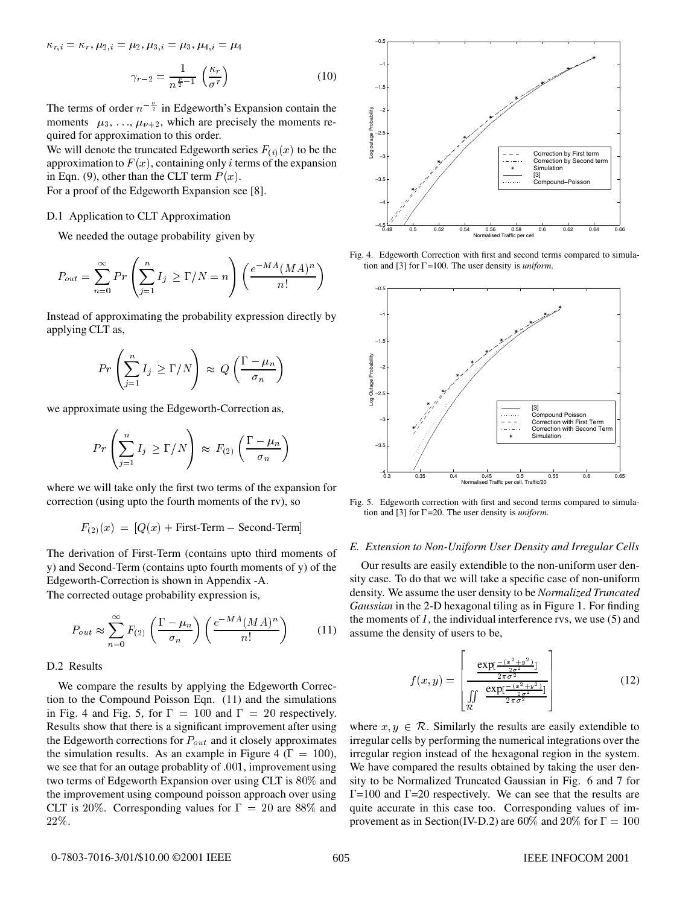$\kappa_{r,i} = \kappa_r, \mu_{2,i} = \mu_2, \mu_{3,i} = \mu_3, \mu_{4,i} = \mu_4$

$$\gamma_{r-2} = \frac{1}{n^{\frac{r}{2}-1}} \left(\frac{\kappa_r}{\sigma^r}\right) \tag{10}$$

The terms of order $n^{-\frac{\nu}{2}}$ in Edgeworth's Expansion contain the moments $\mu_3, \ldots, \mu_{\nu+2}$, which are precisely the moments required for approximation to this order.

We will denote the truncated Edgeworth series $F_{(i)}(x)$ to be the approximation to $F(x)$, containing only $i$ terms of the expansion in Eqn. (9), other than the CLT term $P(x)$.

For a proof of the Edgeworth Expansion see [8].

#### D.1 Application to CLT Approximation

We needed the outage probability given by

$$P_{out} = \sum_{n=0}^{\infty} Pr\left(\sum_{j=1}^{n} I_j \geq \Gamma/N = n\right)\left(\frac{e^{-MA}(MA)^n}{n!}\right)$$

Instead of approximating the probability expression directly by applying CLT as,

$$Pr\left(\sum_{j=1}^{n} I_j \geq \Gamma/N\right) \approx Q\left(\frac{\Gamma - \mu_n}{\sigma_n}\right)$$

we approximate using the Edgeworth-Correction as,

$$Pr\left(\sum_{j=1}^{n} I_j \geq \Gamma/N\right) \approx F_{(2)}\left(\frac{\Gamma - \mu_n}{\sigma_n}\right)$$

where we will take only the first two terms of the expansion for correction (using upto the fourth moments of the rv), so

$$F_{(2)}(x) = [Q(x) + \text{First-Term} - \text{Second-Term}]$$

The derivation of First-Term (contains upto third moments of y) and Second-Term (contains upto fourth moments of y) of the Edgeworth-Correction is shown in Appendix -A.

The corrected outage probability expression is,

$$P_{out} \approx \sum_{n=0}^{\infty} F_{(2)}\left(\frac{\Gamma - \mu_n}{\sigma_n}\right)\left(\frac{e^{-MA}(MA)^n}{n!}\right) \tag{11}$$

#### D.2 Results

We compare the results by applying the Edgeworth Correction to the Compound Poisson Eqn. (11) and the simulations in Fig. 4 and Fig. 5, for $\Gamma = 100$ and $\Gamma = 20$ respectively. Results show that there is a significant improvement after using the Edgeworth corrections for $P_{out}$ and it closely approximates the simulation results. As an example in Figure 4 ($\Gamma = 100$), we see that for an outage probablity of .001, improvement using two terms of Edgeworth Expansion over using CLT is 80% and the improvement using compound poisson approach over using CLT is 20%. Corresponding values for $\Gamma = 20$ are 88% and 22%.

Fig. 4. Edgeworth Correction with first and second terms compared to simulation and [3] for $\Gamma$=100. The user density is *uniform*.

Fig. 5. Edgeworth correction with first and second terms compared to simulation and [3] for $\Gamma$=20. The user density is *uniform*.

### E. Extension to Non-Uniform User Density and Irregular Cells

Our results are easily extendible to the non-uniform user density case. To do that we will take a specific case of non-uniform density. We assume the user density to be *Normalized Truncated Gaussian* in the 2-D hexagonal tiling as in Figure 1. For finding the moments of $I$, the individual interference rvs, we use (5) and assume the density of users to be,

$$f(x,y) = \left[\frac{\frac{\exp[\frac{-(x^2+y^2)}{2\sigma^2}]}{2\pi\sigma^2}}{\iint\limits_{\mathcal{R}} \frac{\exp[\frac{-(x^2+y^2)}{2\sigma^2}]}{2\pi\sigma^2}}\right] \tag{12}$$

where $x, y \in \mathcal{R}$. Similarly the results are easily extendible to irregular cells by performing the numerical integrations over the irregular region instead of the hexagonal region in the system. We have compared the results obtained by taking the user density to be Normalized Truncated Gaussian in Fig. 6 and 7 for $\Gamma$=100 and $\Gamma$=20 respectively. We can see that the results are quite accurate in this case too. Corresponding values of improvement as in Section(IV-D.2) are 60% and 20% for $\Gamma = 100$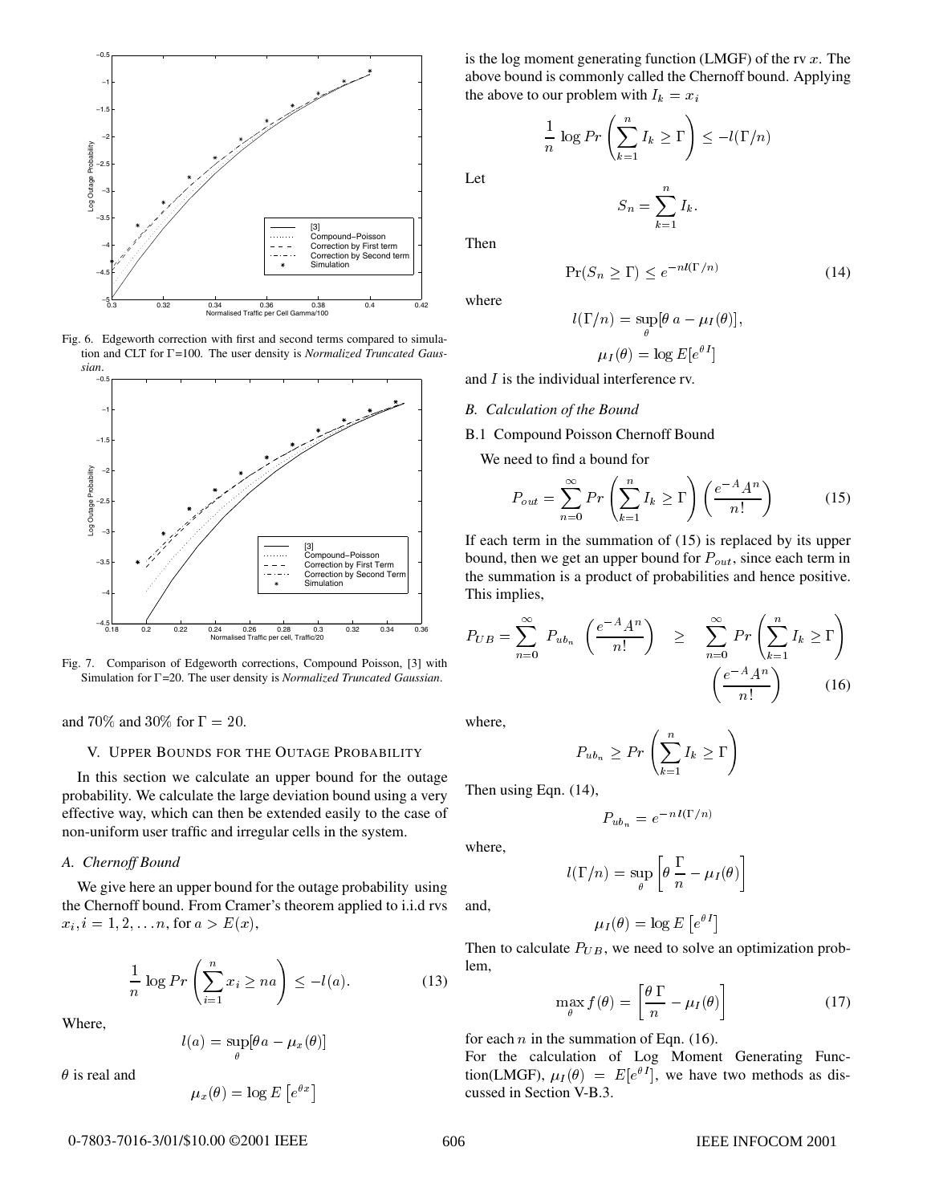Fig. 6. Edgeworth correction with first and second terms compared to simulation and CLT for Γ=100. The user density is *Normalized Truncated Gaussian*.

Fig. 7. Comparison of Edgeworth corrections, Compound Poisson, [3] with Simulation for Γ=20. The user density is *Normalized Truncated Gaussian*.

and 70% and 30% for $\Gamma = 20$.

## V. Upper Bounds for the Outage Probability

In this section we calculate an upper bound for the outage probability. We calculate the large deviation bound using a very effective way, which can then be extended easily to the case of non-uniform user traffic and irregular cells in the system.

### A. Chernoff Bound

We give here an upper bound for the outage probability using the Chernoff bound. From Cramer's theorem applied to i.i.d rvs $x_i, i = 1, 2, \ldots n$, for $a > E(x)$,

$$\frac{1}{n} \log Pr\left(\sum_{i=1}^{n} x_i \geq na\right) \leq -l(a). \tag{13}$$

Where,

$$l(a) = \sup_{\theta}[\theta a - \mu_x(\theta)]$$

$\theta$ is real and

$$\mu_x(\theta) = \log E\left[e^{\theta x}\right]$$

is the log moment generating function (LMGF) of the rv $x$. The above bound is commonly called the Chernoff bound. Applying the above to our problem with $I_k = x_i$

$$\frac{1}{n} \log Pr\left(\sum_{k=1}^{n} I_k \geq \Gamma\right) \leq -l(\Gamma/n)$$

Let

$$S_n = \sum_{k=1}^{n} I_k.$$

Then

$$\Pr(S_n \geq \Gamma) \leq e^{-nl(\Gamma/n)} \tag{14}$$

where

$$l(\Gamma/n) = \sup_{\theta}[\theta\, a - \mu_I(\theta)],$$

$$\mu_I(\theta) = \log E[e^{\theta I}]$$

and $I$ is the individual interference rv.

### B. Calculation of the Bound

#### B.1 Compound Poisson Chernoff Bound

We need to find a bound for

$$P_{out} = \sum_{n=0}^{\infty} Pr\left(\sum_{k=1}^{n} I_k \geq \Gamma\right)\left(\frac{e^{-A}A^n}{n!}\right) \tag{15}$$

If each term in the summation of (15) is replaced by its upper bound, then we get an upper bound for $P_{out}$, since each term in the summation is a product of probabilities and hence positive. This implies,

$$P_{UB} = \sum_{n=0}^{\infty} P_{ub_n}\left(\frac{e^{-A}A^n}{n!}\right) \geq \sum_{n=0}^{\infty} Pr\left(\sum_{k=1}^{n} I_k \geq \Gamma\right)\left(\frac{e^{-A}A^n}{n!}\right) \tag{16}$$

where,

$$P_{ub_n} \geq Pr\left(\sum_{k=1}^{n} I_k \geq \Gamma\right)$$

Then using Eqn. (14),

$$P_{ub_n} = e^{-n\,l(\Gamma/n)}$$

where,

$$l(\Gamma/n) = \sup_{\theta}\left[\theta\,\frac{\Gamma}{n} - \mu_I(\theta)\right]$$

and,

$$\mu_I(\theta) = \log E\left[e^{\theta I}\right]$$

Then to calculate $P_{UB}$, we need to solve an optimization problem,

$$\max_{\theta} f(\theta) = \left[\frac{\theta\,\Gamma}{n} - \mu_I(\theta)\right] \tag{17}$$

for each $n$ in the summation of Eqn. (16).

For the calculation of Log Moment Generating Function(LMGF), $\mu_I(\theta) = E[e^{\theta I}]$, we have two methods as discussed in Section V-B.3.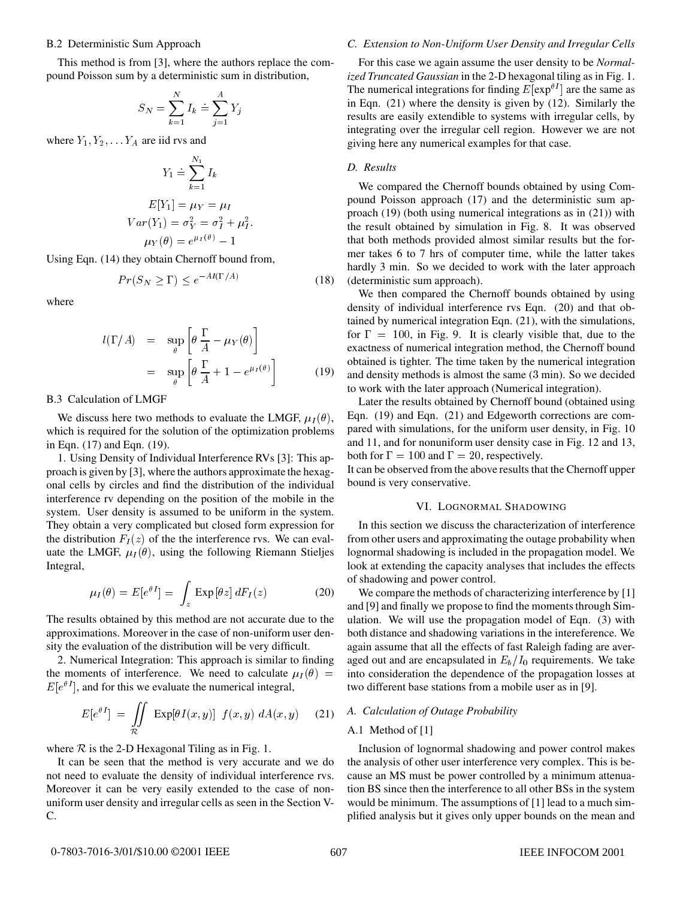#### B.2 Deterministic Sum Approach

This method is from [3], where the authors replace the compound Poisson sum by a deterministic sum in distribution,

$$S_N = \sum_{k=1}^{N} I_k \doteq \sum_{j=1}^{A} Y_j$$

where $Y_1, Y_2, \ldots Y_A$ are iid rvs and

$$Y_1 \doteq \sum_{k=1}^{N_1} I_k$$

$$E[Y_1] = \mu_Y = \mu_I$$

$$Var(Y_1) = \sigma_Y^2 = \sigma_I^2 + \mu_I^2.$$

$$\mu_Y(\theta) = e^{\mu_I(\theta)} - 1$$

Using Eqn. (14) they obtain Chernoff bound from,

$$Pr(S_N \geq \Gamma) \leq e^{-Al(\Gamma/A)} \tag{18}$$

where

$$\begin{aligned} l(\Gamma/A) &= \sup_{\theta}\left[\theta\,\frac{\Gamma}{A} - \mu_Y(\theta)\right] \\ &= \sup_{\theta}\left[\theta\,\frac{\Gamma}{A} + 1 - e^{\mu_I(\theta)}\right] \end{aligned} \tag{19}$$

#### B.3 Calculation of LMGF

We discuss here two methods to evaluate the LMGF, $\mu_I(\theta)$, which is required for the solution of the optimization problems in Eqn. (17) and Eqn. (19).

1. Using Density of Individual Interference RVs [3]: This approach is given by [3], where the authors approximate the hexagonal cells by circles and find the distribution of the individual interference rv depending on the position of the mobile in the system. User density is assumed to be uniform in the system. They obtain a very complicated but closed form expression for the distribution $F_I(z)$ of the the interference rvs. We can evaluate the LMGF, $\mu_I(\theta)$, using the following Riemann Stieljes Integral,

$$\mu_I(\theta) = E[e^{\theta I}] = \int_z \text{Exp}\,[\theta z]\; dF_I(z) \tag{20}$$

The results obtained by this method are not accurate due to the approximations. Moreover in the case of non-uniform user density the evaluation of the distribution will be very difficult.

2. Numerical Integration: This approach is similar to finding the moments of interference. We need to calculate $\mu_I(\theta) = E[e^{\theta I}]$, and for this we evaluate the numerical integral,

$$E[e^{\theta I}] \;=\; \iint\limits_{\mathcal{R}} \;\text{Exp}[\theta I(x,y)]\;\; f(x,y)\; dA(x,y) \tag{21}$$

where $\mathcal{R}$ is the 2-D Hexagonal Tiling as in Fig. 1.

It can be seen that the method is very accurate and we do not need to evaluate the density of individual interference rvs. Moreover it can be very easily extended to the case of non-uniform user density and irregular cells as seen in the Section V-C.

### C. Extension to Non-Uniform User Density and Irregular Cells

For this case we again assume the user density to be *Normalized Truncated Gaussian* in the 2-D hexagonal tiling as in Fig. 1. The numerical integrations for finding $E[\exp^{\theta I}]$ are the same as in Eqn. (21) where the density is given by (12). Similarly the results are easily extendible to systems with irregular cells, by integrating over the irregular cell region. However we are not giving here any numerical examples for that case.

### D. Results

We compared the Chernoff bounds obtained by using Compound Poisson approach (17) and the deterministic sum approach (19) (both using numerical integrations as in (21)) with the result obtained by simulation in Fig. 8. It was observed that both methods provided almost similar results but the former takes 6 to 7 hrs of computer time, while the latter takes hardly 3 min. So we decided to work with the later approach (deterministic sum approach).

We then compared the Chernoff bounds obtained by using density of individual interference rvs Eqn. (20) and that obtained by numerical integration Eqn. (21), with the simulations, for $\Gamma = 100$, in Fig. 9. It is clearly visible that, due to the exactness of numerical integration method, the Chernoff bound obtained is tighter. The time taken by the numerical integration and density methods is almost the same (3 min). So we decided to work with the later approach (Numerical integration).

Later the results obtained by Chernoff bound (obtained using Eqn. (19) and Eqn. (21) and Edgeworth corrections are compared with simulations, for the uniform user density, in Fig. 10 and 11, and for nonuniform user density case in Fig. 12 and 13, both for $\Gamma = 100$ and $\Gamma = 20$, respectively.

It can be observed from the above results that the Chernoff upper bound is very conservative.

## VI. Lognormal Shadowing

In this section we discuss the characterization of interference from other users and approximating the outage probability when lognormal shadowing is included in the propagation model. We look at extending the capacity analyses that includes the effects of shadowing and power control.

We compare the methods of characterizing interference by [1] and [9] and finally we propose to find the moments through Simulation. We will use the propagation model of Eqn. (3) with both distance and shadowing variations in the intereference. We again assume that all the effects of fast Raleigh fading are averaged out and are encapsulated in $E_b/I_0$ requirements. We take into consideration the dependence of the propagation losses at two different base stations from a mobile user as in [9].

### A. Calculation of Outage Probability

#### A.1 Method of [1]

Inclusion of lognormal shadowing and power control makes the analysis of other user interference very complex. This is because an MS must be power controlled by a minimum attenuation BS since then the interference to all other BSs in the system would be minimum. The assumptions of [1] lead to a much simplified analysis but it gives only upper bounds on the mean and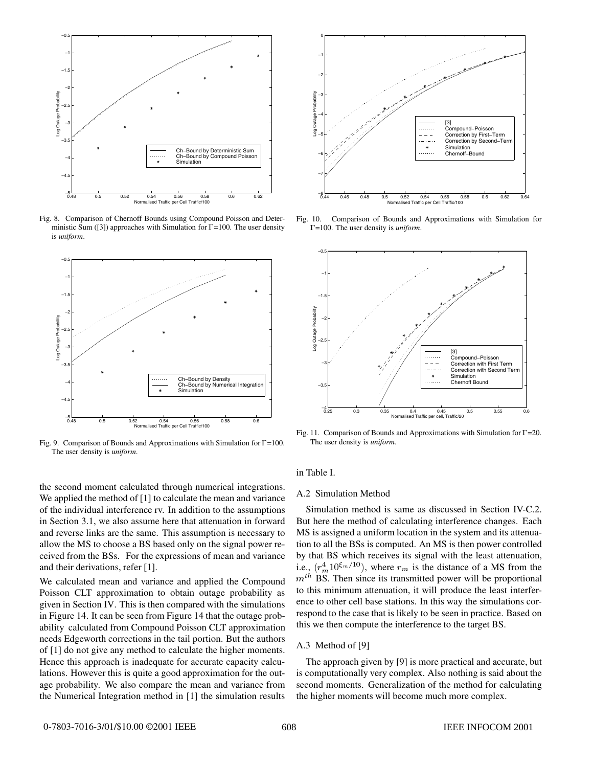Fig. 8. Comparison of Chernoff Bounds using Compound Poisson and Deterministic Sum ([3]) approaches with Simulation for $\Gamma$=100. The user density is *uniform*.

Fig. 9. Comparison of Bounds and Approximations with Simulation for $\Gamma$=100. The user density is *uniform*.

Fig. 10. Comparison of Bounds and Approximations with Simulation for $\Gamma$=100. The user density is *uniform*.

Fig. 11. Comparison of Bounds and Approximations with Simulation for $\Gamma$=20. The user density is *uniform*.

the second moment calculated through numerical integrations. We applied the method of [1] to calculate the mean and variance of the individual interference rv. In addition to the assumptions in Section 3.1, we also assume here that attenuation in forward and reverse links are the same. This assumption is necessary to allow the MS to choose a BS based only on the signal power received from the BSs. For the expressions of mean and variance and their derivations, refer [1].

We calculated mean and variance and applied the Compound Poisson CLT approximation to obtain outage probability as given in Section IV. This is then compared with the simulations in Figure 14. It can be seen from Figure 14 that the outage probability calculated from Compound Poisson CLT approximation needs Edgeworth corrections in the tail portion. But the authors of [1] do not give any method to calculate the higher moments. Hence this approach is inadequate for accurate capacity calculations. However this is quite a good approximation for the outage probability. We also compare the mean and variance from the Numerical Integration method in [1] the simulation results in Table I.

### A.2 Simulation Method

Simulation method is same as discussed in Section IV-C.2. But here the method of calculating interference changes. Each MS is assigned a uniform location in the system and its attenuation to all the BSs is computed. An MS is then power controlled by that BS which receives its signal with the least attenuation, i.e., $(r_m^4 10^{\xi_m/10})$, where $r_m$ is the distance of a MS from the $m^{th}$ BS. Then since its transmitted power will be proportional to this minimum attenuation, it will produce the least interference to other cell base stations. In this way the simulations correspond to the case that is likely to be seen in practice. Based on this we then compute the interference to the target BS.

### A.3 Method of [9]

The approach given by [9] is more practical and accurate, but is computationally very complex. Also nothing is said about the second moments. Generalization of the method for calculating the higher moments will become much more complex.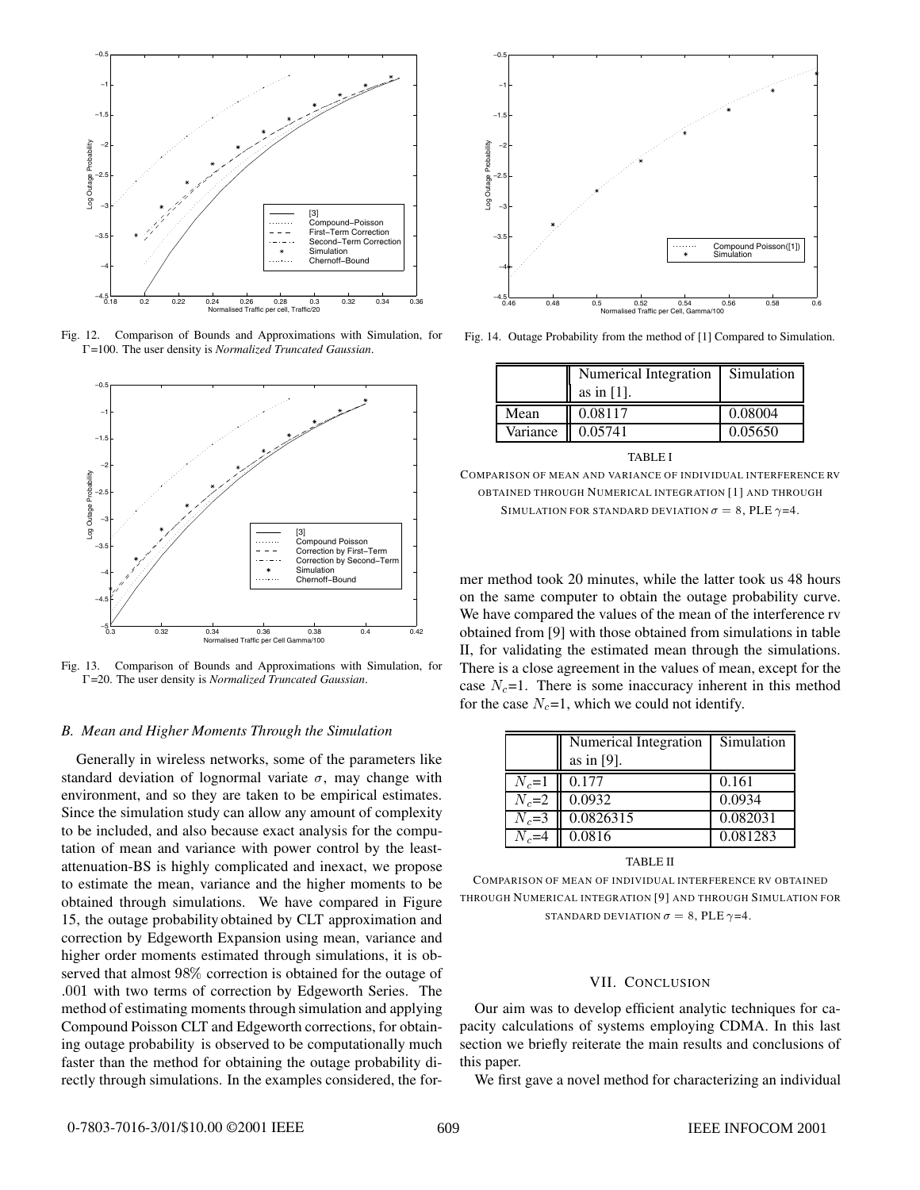Fig. 12. Comparison of Bounds and Approximations with Simulation, for $\Gamma$=100. The user density is *Normalized Truncated Gaussian*.

Fig. 13. Comparison of Bounds and Approximations with Simulation, for $\Gamma$=20. The user density is *Normalized Truncated Gaussian*.

### B. Mean and Higher Moments Through the Simulation

Generally in wireless networks, some of the parameters like standard deviation of lognormal variate $\sigma$, may change with environment, and so they are taken to be empirical estimates. Since the simulation study can allow any amount of complexity to be included, and also because exact analysis for the computation of mean and variance with power control by the least-attenuation-BS is highly complicated and inexact, we propose to estimate the mean, variance and the higher moments to be obtained through simulations. We have compared in Figure 15, the outage probability obtained by CLT approximation and correction by Edgeworth Expansion using mean, variance and higher order moments estimated through simulations, it is observed that almost 98% correction is obtained for the outage of .001 with two terms of correction by Edgeworth Series. The method of estimating moments through simulation and applying Compound Poisson CLT and Edgeworth corrections, for obtaining outage probability is observed to be computationally much faster than the method for obtaining the outage probability directly through simulations. In the examples considered, the former method took 20 minutes, while the latter took us 48 hours on the same computer to obtain the outage probability curve. We have compared the values of the mean of the interference rv obtained from [9] with those obtained from simulations in table II, for validating the estimated mean through the simulations. There is a close agreement in the values of mean, except for the case $N_c$=1. There is some inaccuracy inherent in this method for the case $N_c$=1, which we could not identify.

Fig. 14. Outage Probability from the method of [1] Compared to Simulation.

| | Numerical Integration as in [1]. | Simulation |
|---|---|---|
| Mean | 0.08117 | 0.08004 |
| Variance | 0.05741 | 0.05650 |

TABLE I

COMPARISON OF MEAN AND VARIANCE OF INDIVIDUAL INTERFERENCE RV OBTAINED THROUGH NUMERICAL INTEGRATION [1] AND THROUGH SIMULATION FOR STANDARD DEVIATION $\sigma = 8$, PLE $\gamma$=4.

| | Numerical Integration as in [9]. | Simulation |
|---|---|---|
| $N_c$=1 | 0.177 | 0.161 |
| $N_c$=2 | 0.0932 | 0.0934 |
| $N_c$=3 | 0.0826315 | 0.082031 |
| $N_c$=4 | 0.0816 | 0.081283 |

TABLE II

COMPARISON OF MEAN OF INDIVIDUAL INTERFERENCE RV OBTAINED THROUGH NUMERICAL INTEGRATION [9] AND THROUGH SIMULATION FOR STANDARD DEVIATION $\sigma = 8$, PLE $\gamma$=4.

## VII. CONCLUSION

Our aim was to develop efficient analytic techniques for capacity calculations of systems employing CDMA. In this last section we briefly reiterate the main results and conclusions of this paper.

We first gave a novel method for characterizing an individual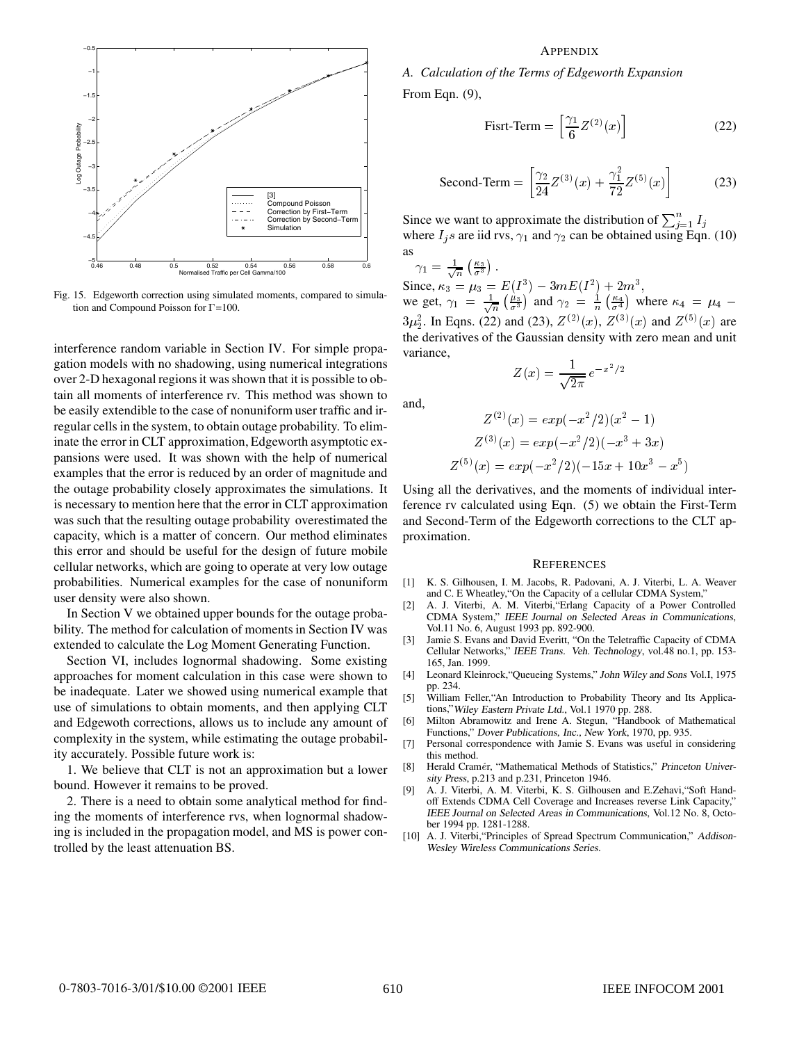−0.5
−1
−1.5
−2
−2.5
−3
−3.5
−4
−4.5
−5
0.46 0.48 0.5 0.52 0.54 0.56 0.58 0.6
Log Outage Probability
Normalised Traffic per Cell Gamma/100
[3]
Compound Poisson
Correction by First−Term
Correction by Second−Term
Simulation

Fig. 15. Edgeworth correction using simulated moments, compared to simulation and Compound Poisson for $\Gamma$=100.

interference random variable in Section IV. For simple propagation models with no shadowing, using numerical integrations over 2-D hexagonal regions it was shown that it is possible to obtain all moments of interference rv. This method was shown to be easily extendible to the case of nonuniform user traffic and irregular cells in the system, to obtain outage probability. To eliminate the error in CLT approximation, Edgeworth asymptotic expansions were used. It was shown with the help of numerical examples that the error is reduced by an order of magnitude and the outage probability closely approximates the simulations. It is necessary to mention here that the error in CLT approximation was such that the resulting outage probability overestimated the capacity, which is a matter of concern. Our method eliminates this error and should be useful for the design of future mobile cellular networks, which are going to operate at very low outage probabilities. Numerical examples for the case of nonuniform user density were also shown.

In Section V we obtained upper bounds for the outage probability. The method for calculation of moments in Section IV was extended to calculate the Log Moment Generating Function.

Section VI, includes lognormal shadowing. Some existing approaches for moment calculation in this case were shown to be inadequate. Later we showed using numerical example that use of simulations to obtain moments, and then applying CLT and Edgewoth corrections, allows us to include any amount of complexity in the system, while estimating the outage probability accurately. Possible future work is:

1. We believe that CLT is not an approximation but a lower bound. However it remains to be proved.

2. There is a need to obtain some analytical method for finding the moments of interference rvs, when lognormal shadowing is included in the propagation model, and MS is power controlled by the least attenuation BS.

## APPENDIX

### A. Calculation of the Terms of Edgeworth Expansion

From Eqn. (9),

$$\text{Fisrt-Term} = \left[\frac{\gamma_1}{6} Z^{(2)}(x)\right] \tag{22}$$

$$\text{Second-Term} = \left[\frac{\gamma_2}{24} Z^{(3)}(x) + \frac{\gamma_1^2}{72} Z^{(5)}(x)\right] \tag{23}$$

Since we want to approximate the distribution of $\sum_{j=1}^{n} I_j$ where $I_j s$ are iid rvs, $\gamma_1$ and $\gamma_2$ can be obtained using Eqn. (10) as

$\gamma_1 = \frac{1}{\sqrt{n}}\left(\frac{\kappa_3}{\sigma^3}\right)$.

Since, $\kappa_3 = \mu_3 = E(I^3) - 3mE(I^2) + 2m^3$,

we get, $\gamma_1 = \frac{1}{\sqrt{n}}\left(\frac{\mu_3}{\sigma^3}\right)$ and $\gamma_2 = \frac{1}{n}\left(\frac{\kappa_4}{\sigma^4}\right)$ where $\kappa_4 = \mu_4 - 3\mu_2^2$. In Eqns. (22) and (23), $Z^{(2)}(x)$, $Z^{(3)}(x)$ and $Z^{(5)}(x)$ are the derivatives of the Gaussian density with zero mean and unit variance,

$$Z(x) = \frac{1}{\sqrt{2\pi}} e^{-x^2/2}$$

and,

$$Z^{(2)}(x) = exp(-x^2/2)(x^2 - 1)$$

$$Z^{(3)}(x) = exp(-x^2/2)(-x^3 + 3x)$$

$$Z^{(5)}(x) = exp(-x^2/2)(-15x + 10x^3 - x^5)$$

Using all the derivatives, and the moments of individual interference rv calculated using Eqn. (5) we obtain the First-Term and Second-Term of the Edgeworth corrections to the CLT approximation.

## REFERENCES

[1] K. S. Gilhousen, I. M. Jacobs, R. Padovani, A. J. Viterbi, L. A. Weaver and C. E Wheatley,"On the Capacity of a cellular CDMA System,"

[2] A. J. Viterbi, A. M. Viterbi,"Erlang Capacity of a Power Controlled CDMA System," *IEEE Journal on Selected Areas in Communications*, Vol.11 No. 6, August 1993 pp. 892-900.

[3] Jamie S. Evans and David Everitt, "On the Teletraffic Capacity of CDMA Cellular Networks," *IEEE Trans. Veh. Technology*, vol.48 no.1, pp. 153-165, Jan. 1999.

[4] Leonard Kleinrock,"Queueing Systems," *John Wiley and Sons* Vol.I, 1975 pp. 234.

[5] William Feller,"An Introduction to Probability Theory and Its Applications,"*Wiley Eastern Private Ltd.*, Vol.1 1970 pp. 288.

[6] Milton Abramowitz and Irene A. Stegun, "Handbook of Mathematical Functions," *Dover Publications, Inc., New York*, 1970, pp. 935.

[7] Personal correspondence with Jamie S. Evans was useful in considering this method.

[8] Herald Cramér, "Mathematical Methods of Statistics," *Princeton University Press*, p.213 and p.231, Princeton 1946.

[9] A. J. Viterbi, A. M. Viterbi, K. S. Gilhousen and E.Zehavi,"Soft Handoff Extends CDMA Cell Coverage and Increases reverse Link Capacity," *IEEE Journal on Selected Areas in Communications*, Vol.12 No. 8, October 1994 pp. 1281-1288.

[10] A. J. Viterbi,"Principles of Spread Spectrum Communication," *Addison-Wesley Wireless Communications Series*.